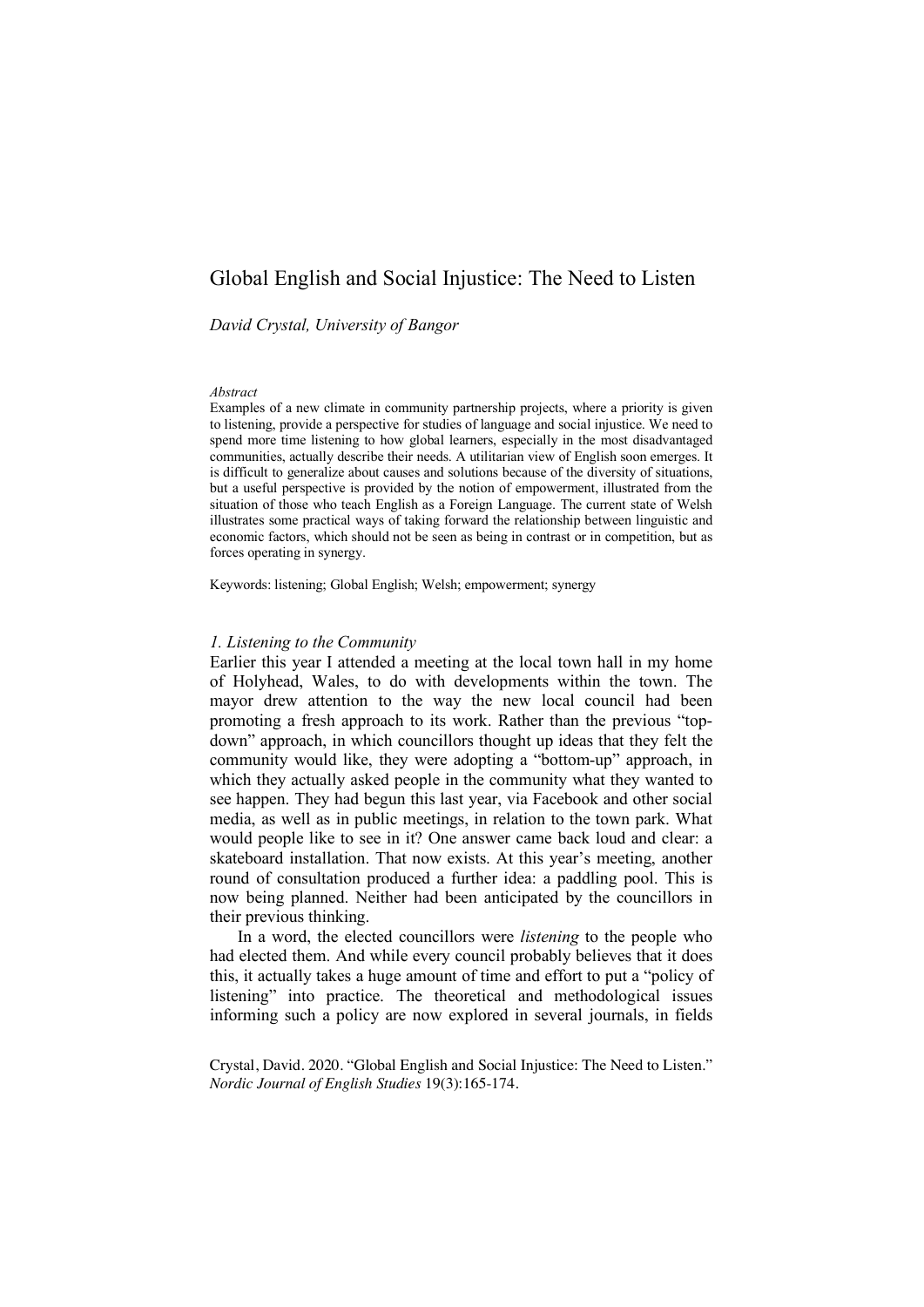# Global English and Social Injustice: The Need to Listen

*David Crystal, University of Bangor*

*Abstract*

Examples of a new climate in community partnership projects, where a priority is given to listening, provide a perspective for studies of language and social injustice. We need to spend more time listening to how global learners, especially in the most disadvantaged communities, actually describe their needs. A utilitarian view of English soon emerges. It is difficult to generalize about causes and solutions because of the diversity of situations, but a useful perspective is provided by the notion of empowerment, illustrated from the situation of those who teach English as a Foreign Language. The current state of Welsh illustrates some practical ways of taking forward the relationship between linguistic and economic factors, which should not be seen as being in contrast or in competition, but as forces operating in synergy.

Keywords: listening; Global English; Welsh; empowerment; synergy

## *1. Listening to the Community*

Earlier this year I attended a meeting at the local town hall in my home of Holyhead, Wales, to do with developments within the town. The mayor drew attention to the way the new local council had been promoting a fresh approach to its work. Rather than the previous "top-down" approach, in which councillors thought up ideas that they felt the community would like, they were adopting a "bottom-up" approach, in which they actually asked people in the community what they wanted to see happen. They had begun this last year, via Facebook and other social media, as well as in public meetings, in relation to the town park. What would people like to see in it? One answer came back loud and clear: a skateboard installation. That now exists. At this year's meeting, another round of consultation produced a further idea: a paddling pool. This is now being planned. Neither had been anticipated by the councillors in their previous thinking.

In a word, the elected councillors were *listening* to the people who had elected them. And while every council probably believes that it does this, it actually takes a huge amount of time and effort to put a "policy of listening" into practice. The theoretical and methodological issues informing such a policy are now explored in several journals, in fields

Crystal, David. 2020. "Global English and Social Injustice: The Need to Listen." *Nordic Journal of English Studies* 19(3):165-174.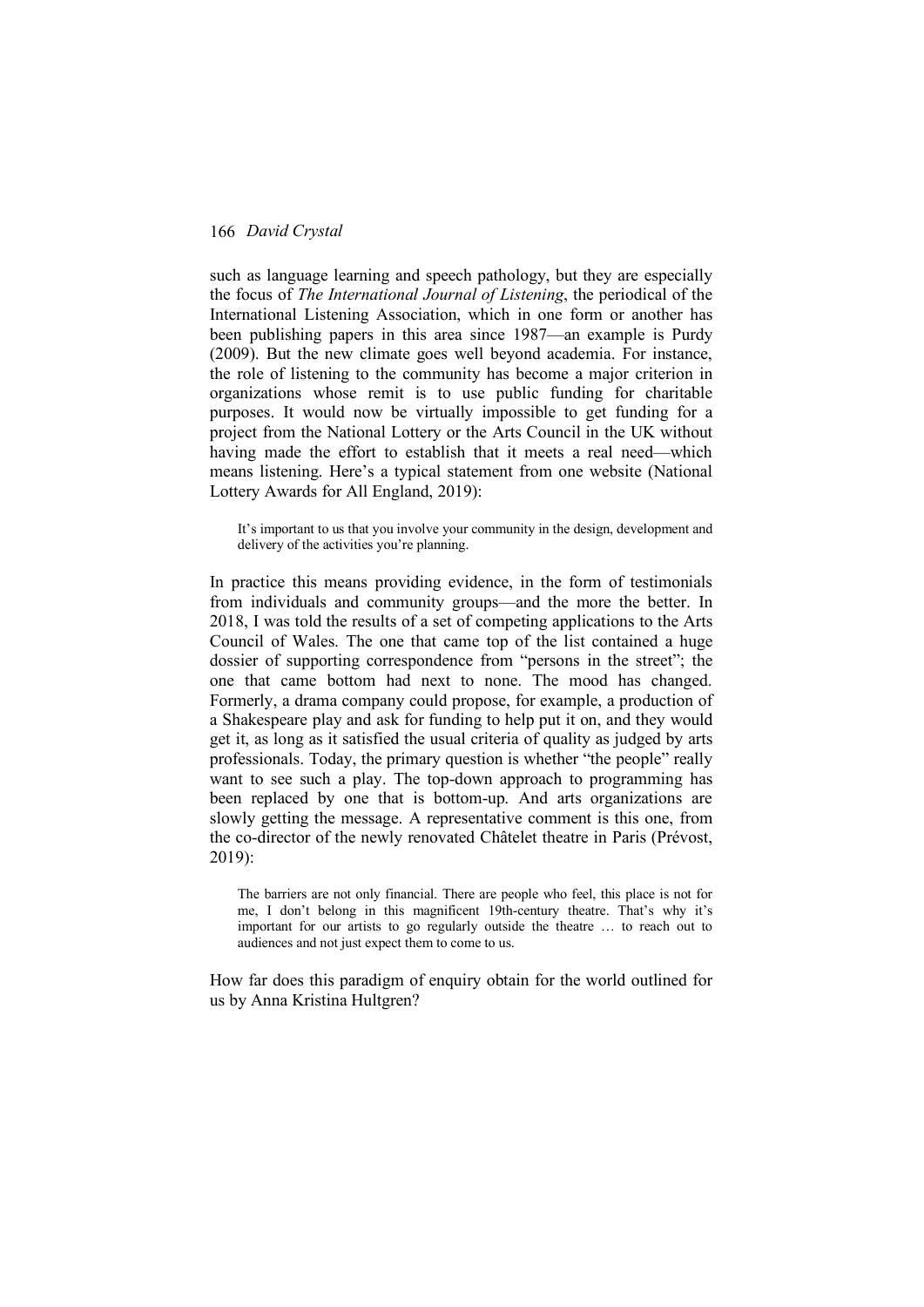such as language learning and speech pathology, but they are especially the focus of *The International Journal of Listening*, the periodical of the International Listening Association, which in one form or another has been publishing papers in this area since 1987—an example is Purdy (2009). But the new climate goes well beyond academia. For instance, the role of listening to the community has become a major criterion in organizations whose remit is to use public funding for charitable purposes. It would now be virtually impossible to get funding for a project from the National Lottery or the Arts Council in the UK without having made the effort to establish that it meets a real need—which means listening. Here's a typical statement from one website (National Lottery Awards for All England, 2019):

> It's important to us that you involve your community in the design, development and delivery of the activities you're planning.

In practice this means providing evidence, in the form of testimonials from individuals and community groups—and the more the better. In 2018, I was told the results of a set of competing applications to the Arts Council of Wales. The one that came top of the list contained a huge dossier of supporting correspondence from "persons in the street"; the one that came bottom had next to none. The mood has changed. Formerly, a drama company could propose, for example, a production of a Shakespeare play and ask for funding to help put it on, and they would get it, as long as it satisfied the usual criteria of quality as judged by arts professionals. Today, the primary question is whether "the people" really want to see such a play. The top-down approach to programming has been replaced by one that is bottom-up. And arts organizations are slowly getting the message. A representative comment is this one, from the co-director of the newly renovated Châtelet theatre in Paris (Prévost, 2019):

> The barriers are not only financial. There are people who feel, this place is not for me, I don't belong in this magnificent 19th-century theatre. That's why it's important for our artists to go regularly outside the theatre … to reach out to audiences and not just expect them to come to us.

How far does this paradigm of enquiry obtain for the world outlined for us by Anna Kristina Hultgren?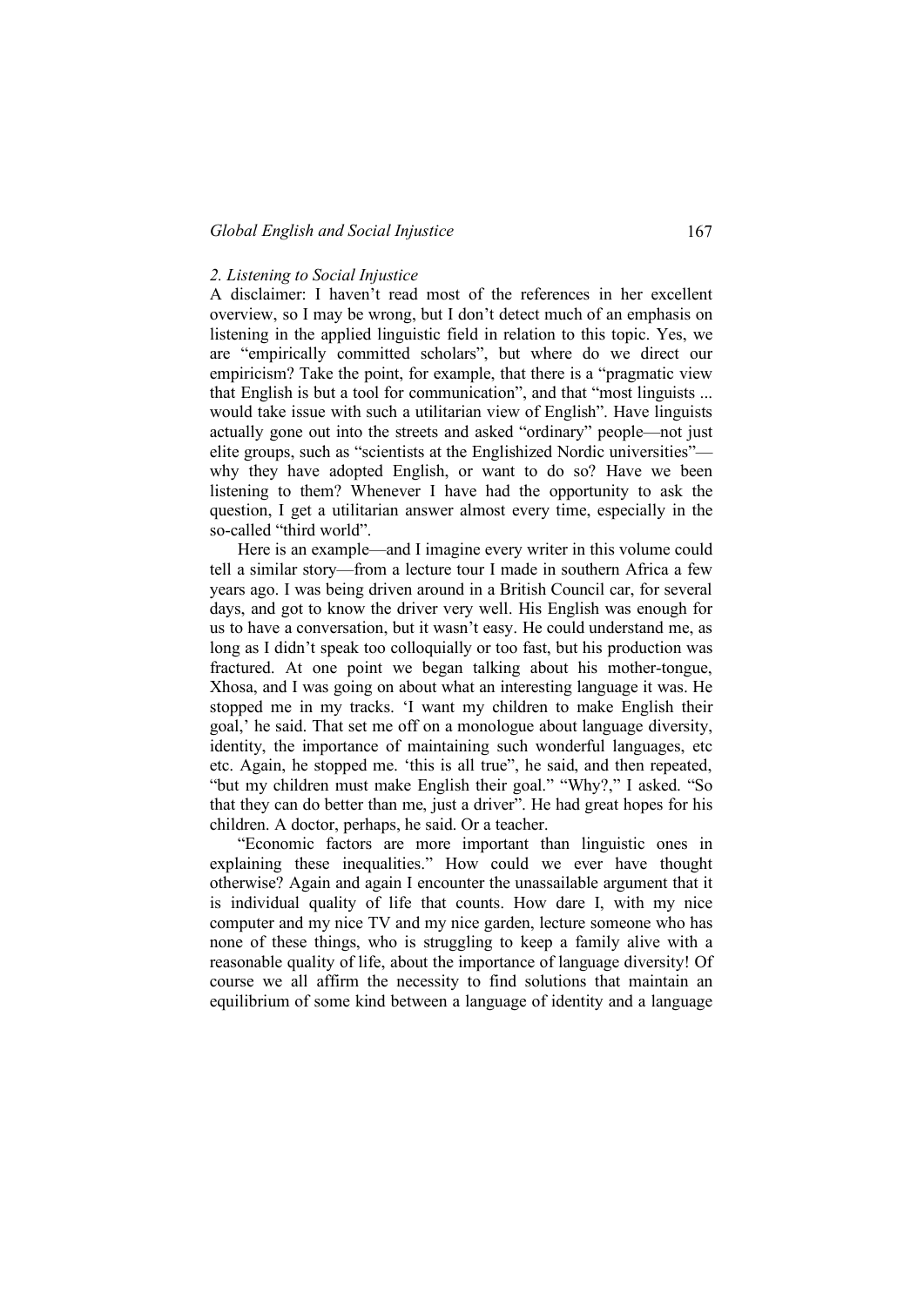*2. Listening to Social Injustice*

A disclaimer: I haven't read most of the references in her excellent overview, so I may be wrong, but I don't detect much of an emphasis on listening in the applied linguistic field in relation to this topic. Yes, we are "empirically committed scholars", but where do we direct our empiricism? Take the point, for example, that there is a "pragmatic view that English is but a tool for communication", and that "most linguists ... would take issue with such a utilitarian view of English". Have linguists actually gone out into the streets and asked "ordinary" people—not just elite groups, such as "scientists at the Englishized Nordic universities"—why they have adopted English, or want to do so? Have we been listening to them? Whenever I have had the opportunity to ask the question, I get a utilitarian answer almost every time, especially in the so-called "third world".

Here is an example—and I imagine every writer in this volume could tell a similar story—from a lecture tour I made in southern Africa a few years ago. I was being driven around in a British Council car, for several days, and got to know the driver very well. His English was enough for us to have a conversation, but it wasn't easy. He could understand me, as long as I didn't speak too colloquially or too fast, but his production was fractured. At one point we began talking about his mother-tongue, Xhosa, and I was going on about what an interesting language it was. He stopped me in my tracks. 'I want my children to make English their goal,' he said. That set me off on a monologue about language diversity, identity, the importance of maintaining such wonderful languages, etc etc. Again, he stopped me. 'this is all true", he said, and then repeated, "but my children must make English their goal." "Why?," I asked. "So that they can do better than me, just a driver". He had great hopes for his children. A doctor, perhaps, he said. Or a teacher.

"Economic factors are more important than linguistic ones in explaining these inequalities." How could we ever have thought otherwise? Again and again I encounter the unassailable argument that it is individual quality of life that counts. How dare I, with my nice computer and my nice TV and my nice garden, lecture someone who has none of these things, who is struggling to keep a family alive with a reasonable quality of life, about the importance of language diversity! Of course we all affirm the necessity to find solutions that maintain an equilibrium of some kind between a language of identity and a language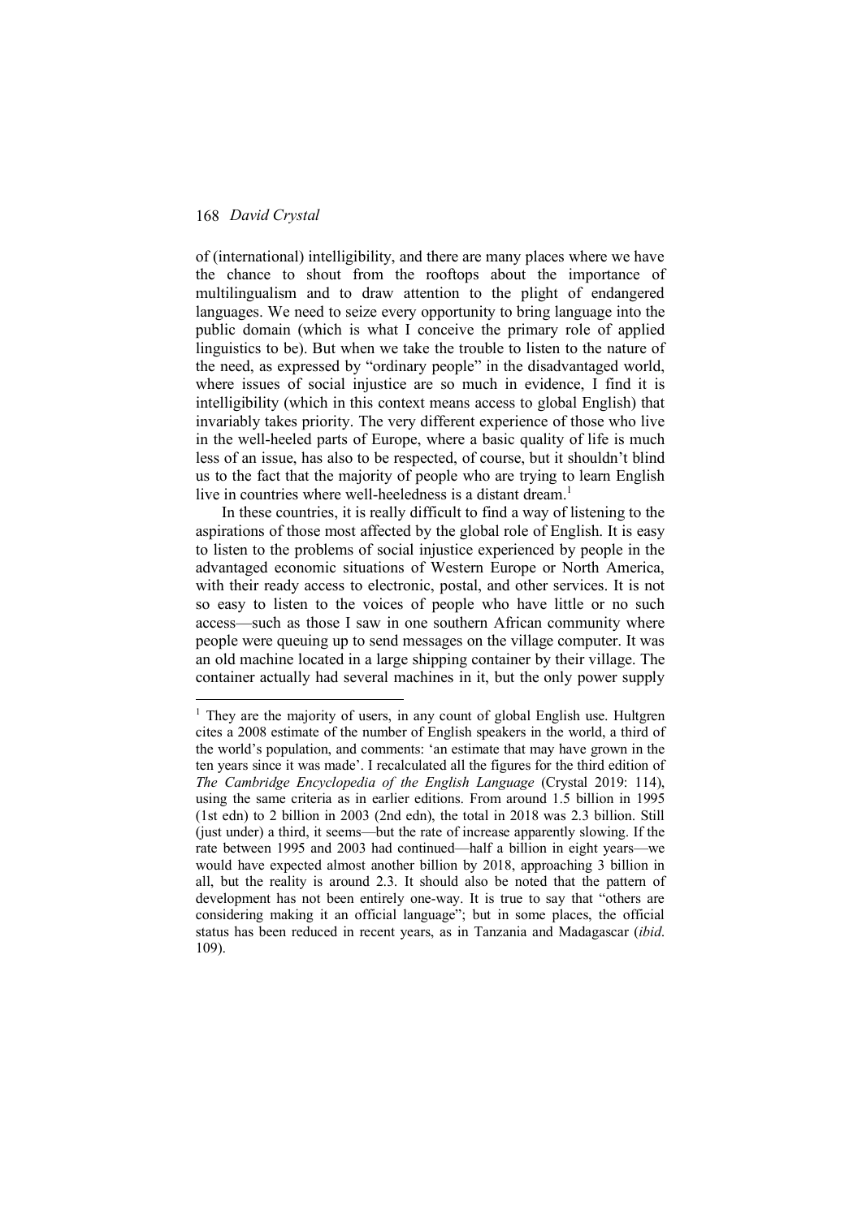of (international) intelligibility, and there are many places where we have the chance to shout from the rooftops about the importance of multilingualism and to draw attention to the plight of endangered languages. We need to seize every opportunity to bring language into the public domain (which is what I conceive the primary role of applied linguistics to be). But when we take the trouble to listen to the nature of the need, as expressed by "ordinary people" in the disadvantaged world, where issues of social injustice are so much in evidence, I find it is intelligibility (which in this context means access to global English) that invariably takes priority. The very different experience of those who live in the well-heeled parts of Europe, where a basic quality of life is much less of an issue, has also to be respected, of course, but it shouldn't blind us to the fact that the majority of people who are trying to learn English live in countries where well-heeledness is a distant dream.[1]

In these countries, it is really difficult to find a way of listening to the aspirations of those most affected by the global role of English. It is easy to listen to the problems of social injustice experienced by people in the advantaged economic situations of Western Europe or North America, with their ready access to electronic, postal, and other services. It is not so easy to listen to the voices of people who have little or no such access—such as those I saw in one southern African community where people were queuing up to send messages on the village computer. It was an old machine located in a large shipping container by their village. The container actually had several machines in it, but the only power supply

[1] They are the majority of users, in any count of global English use. Hultgren cites a 2008 estimate of the number of English speakers in the world, a third of the world's population, and comments: 'an estimate that may have grown in the ten years since it was made'. I recalculated all the figures for the third edition of *The Cambridge Encyclopedia of the English Language* (Crystal 2019: 114), using the same criteria as in earlier editions. From around 1.5 billion in 1995 (1st edn) to 2 billion in 2003 (2nd edn), the total in 2018 was 2.3 billion. Still (just under) a third, it seems—but the rate of increase apparently slowing. If the rate between 1995 and 2003 had continued—half a billion in eight years—we would have expected almost another billion by 2018, approaching 3 billion in all, but the reality is around 2.3. It should also be noted that the pattern of development has not been entirely one-way. It is true to say that "others are considering making it an official language"; but in some places, the official status has been reduced in recent years, as in Tanzania and Madagascar (*ibid*. 109).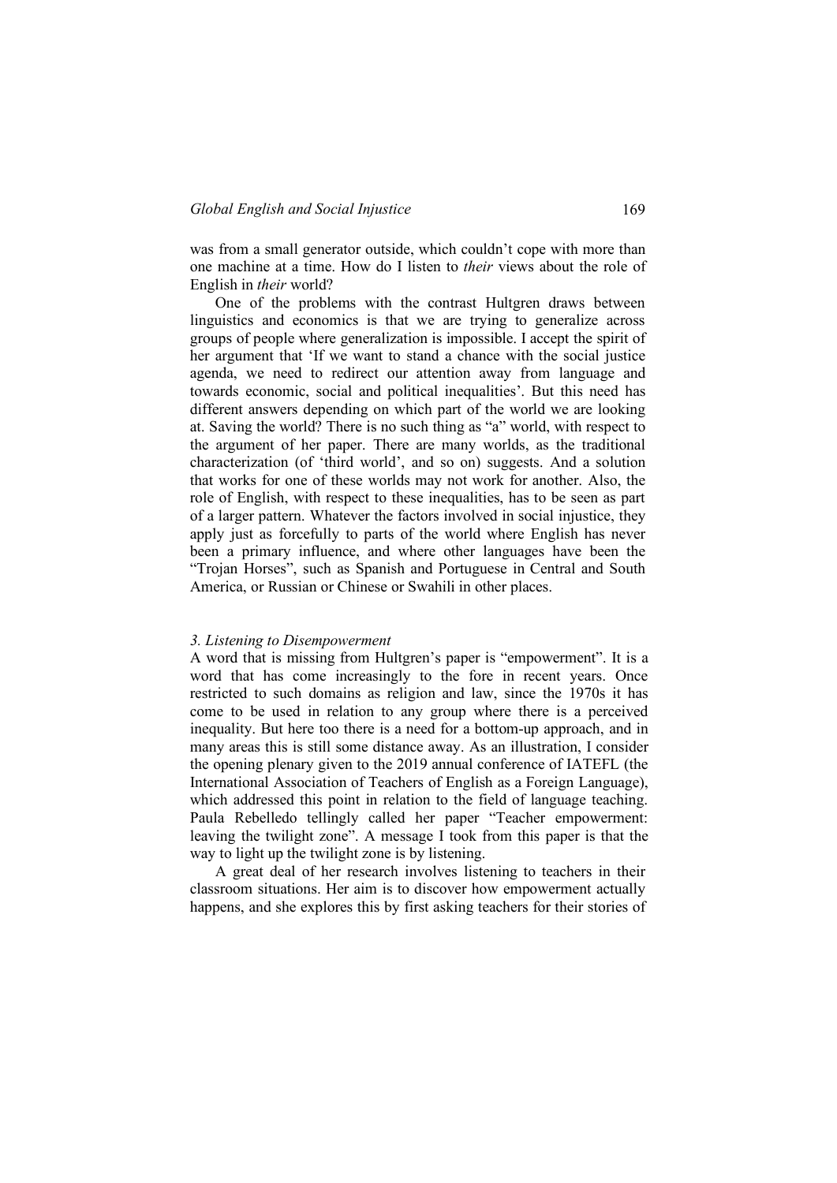was from a small generator outside, which couldn't cope with more than one machine at a time. How do I listen to *their* views about the role of English in *their* world?

One of the problems with the contrast Hultgren draws between linguistics and economics is that we are trying to generalize across groups of people where generalization is impossible. I accept the spirit of her argument that 'If we want to stand a chance with the social justice agenda, we need to redirect our attention away from language and towards economic, social and political inequalities'. But this need has different answers depending on which part of the world we are looking at. Saving the world? There is no such thing as "a" world, with respect to the argument of her paper. There are many worlds, as the traditional characterization (of 'third world', and so on) suggests. And a solution that works for one of these worlds may not work for another. Also, the role of English, with respect to these inequalities, has to be seen as part of a larger pattern. Whatever the factors involved in social injustice, they apply just as forcefully to parts of the world where English has never been a primary influence, and where other languages have been the "Trojan Horses", such as Spanish and Portuguese in Central and South America, or Russian or Chinese or Swahili in other places.

### *3. Listening to Disempowerment*

A word that is missing from Hultgren's paper is "empowerment". It is a word that has come increasingly to the fore in recent years. Once restricted to such domains as religion and law, since the 1970s it has come to be used in relation to any group where there is a perceived inequality. But here too there is a need for a bottom-up approach, and in many areas this is still some distance away. As an illustration, I consider the opening plenary given to the 2019 annual conference of IATEFL (the International Association of Teachers of English as a Foreign Language), which addressed this point in relation to the field of language teaching. Paula Rebelledo tellingly called her paper "Teacher empowerment: leaving the twilight zone". A message I took from this paper is that the way to light up the twilight zone is by listening.

A great deal of her research involves listening to teachers in their classroom situations. Her aim is to discover how empowerment actually happens, and she explores this by first asking teachers for their stories of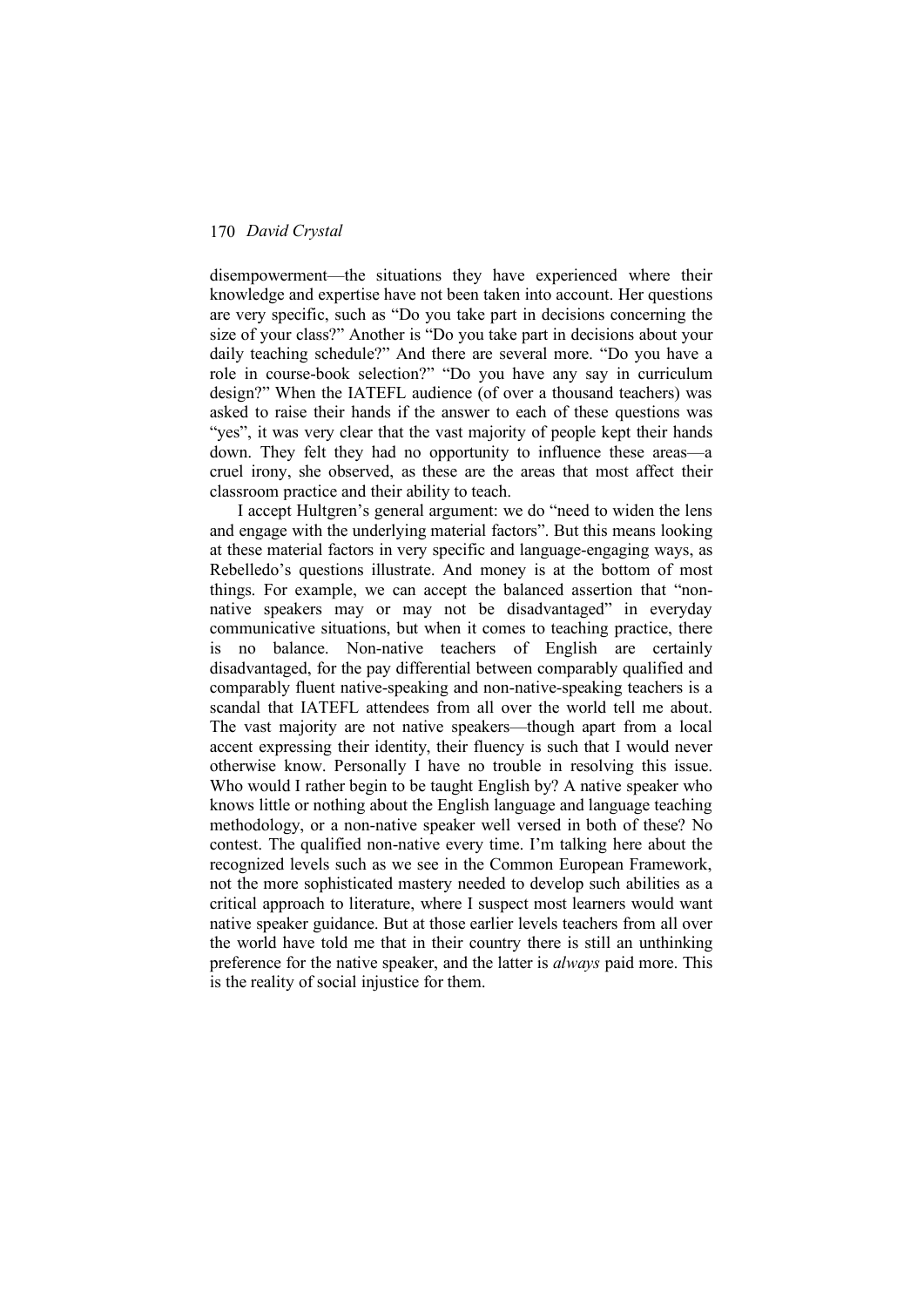disempowerment—the situations they have experienced where their knowledge and expertise have not been taken into account. Her questions are very specific, such as "Do you take part in decisions concerning the size of your class?" Another is "Do you take part in decisions about your daily teaching schedule?" And there are several more. "Do you have a role in course-book selection?" "Do you have any say in curriculum design?" When the IATEFL audience (of over a thousand teachers) was asked to raise their hands if the answer to each of these questions was "yes", it was very clear that the vast majority of people kept their hands down. They felt they had no opportunity to influence these areas—a cruel irony, she observed, as these are the areas that most affect their classroom practice and their ability to teach.

I accept Hultgren's general argument: we do "need to widen the lens and engage with the underlying material factors". But this means looking at these material factors in very specific and language-engaging ways, as Rebelledo's questions illustrate. And money is at the bottom of most things. For example, we can accept the balanced assertion that "non-native speakers may or may not be disadvantaged" in everyday communicative situations, but when it comes to teaching practice, there is no balance. Non-native teachers of English are certainly disadvantaged, for the pay differential between comparably qualified and comparably fluent native-speaking and non-native-speaking teachers is a scandal that IATEFL attendees from all over the world tell me about. The vast majority are not native speakers—though apart from a local accent expressing their identity, their fluency is such that I would never otherwise know. Personally I have no trouble in resolving this issue. Who would I rather begin to be taught English by? A native speaker who knows little or nothing about the English language and language teaching methodology, or a non-native speaker well versed in both of these? No contest. The qualified non-native every time. I'm talking here about the recognized levels such as we see in the Common European Framework, not the more sophisticated mastery needed to develop such abilities as a critical approach to literature, where I suspect most learners would want native speaker guidance. But at those earlier levels teachers from all over the world have told me that in their country there is still an unthinking preference for the native speaker, and the latter is *always* paid more. This is the reality of social injustice for them.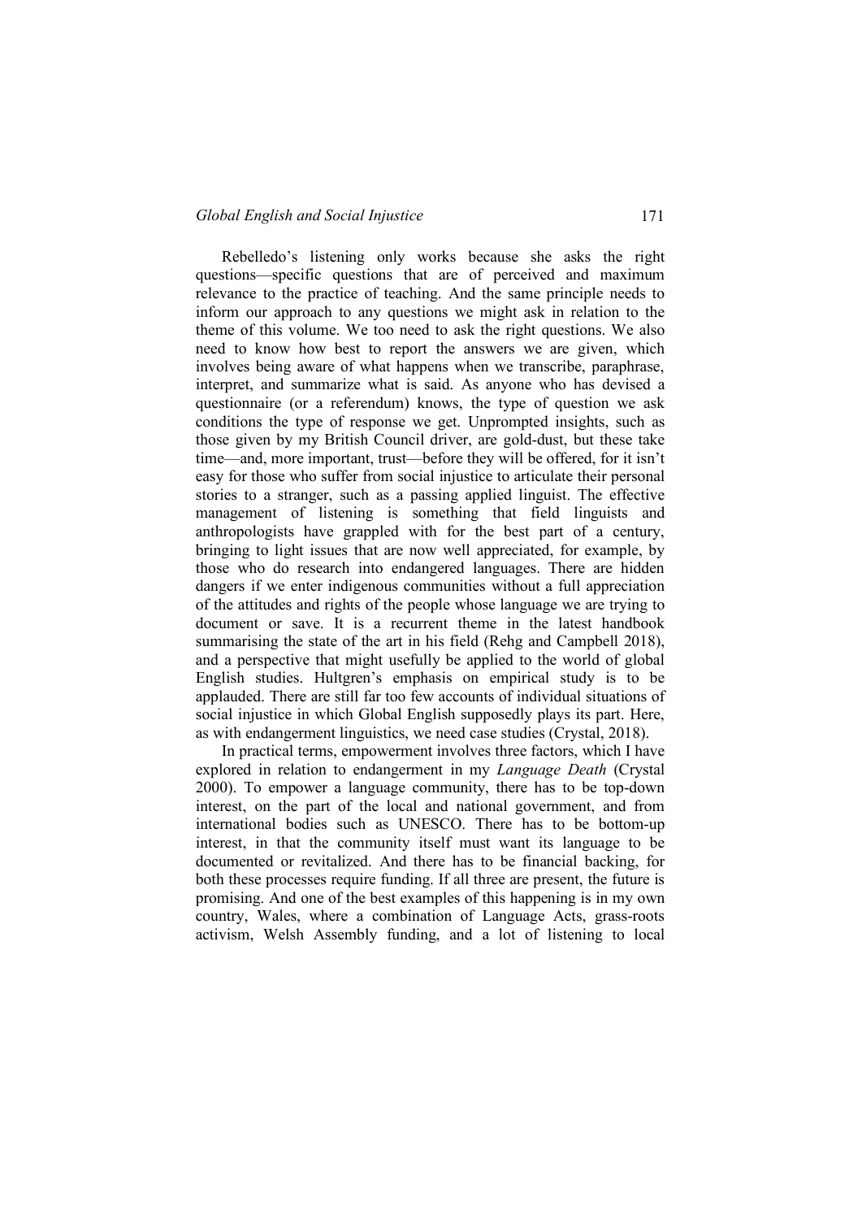Rebelledo's listening only works because she asks the right questions—specific questions that are of perceived and maximum relevance to the practice of teaching. And the same principle needs to inform our approach to any questions we might ask in relation to the theme of this volume. We too need to ask the right questions. We also need to know how best to report the answers we are given, which involves being aware of what happens when we transcribe, paraphrase, interpret, and summarize what is said. As anyone who has devised a questionnaire (or a referendum) knows, the type of question we ask conditions the type of response we get. Unprompted insights, such as those given by my British Council driver, are gold-dust, but these take time—and, more important, trust—before they will be offered, for it isn't easy for those who suffer from social injustice to articulate their personal stories to a stranger, such as a passing applied linguist. The effective management of listening is something that field linguists and anthropologists have grappled with for the best part of a century, bringing to light issues that are now well appreciated, for example, by those who do research into endangered languages. There are hidden dangers if we enter indigenous communities without a full appreciation of the attitudes and rights of the people whose language we are trying to document or save. It is a recurrent theme in the latest handbook summarising the state of the art in his field (Rehg and Campbell 2018), and a perspective that might usefully be applied to the world of global English studies. Hultgren's emphasis on empirical study is to be applauded. There are still far too few accounts of individual situations of social injustice in which Global English supposedly plays its part. Here, as with endangerment linguistics, we need case studies (Crystal, 2018).

In practical terms, empowerment involves three factors, which I have explored in relation to endangerment in my *Language Death* (Crystal 2000). To empower a language community, there has to be top-down interest, on the part of the local and national government, and from international bodies such as UNESCO. There has to be bottom-up interest, in that the community itself must want its language to be documented or revitalized. And there has to be financial backing, for both these processes require funding. If all three are present, the future is promising. And one of the best examples of this happening is in my own country, Wales, where a combination of Language Acts, grass-roots activism, Welsh Assembly funding, and a lot of listening to local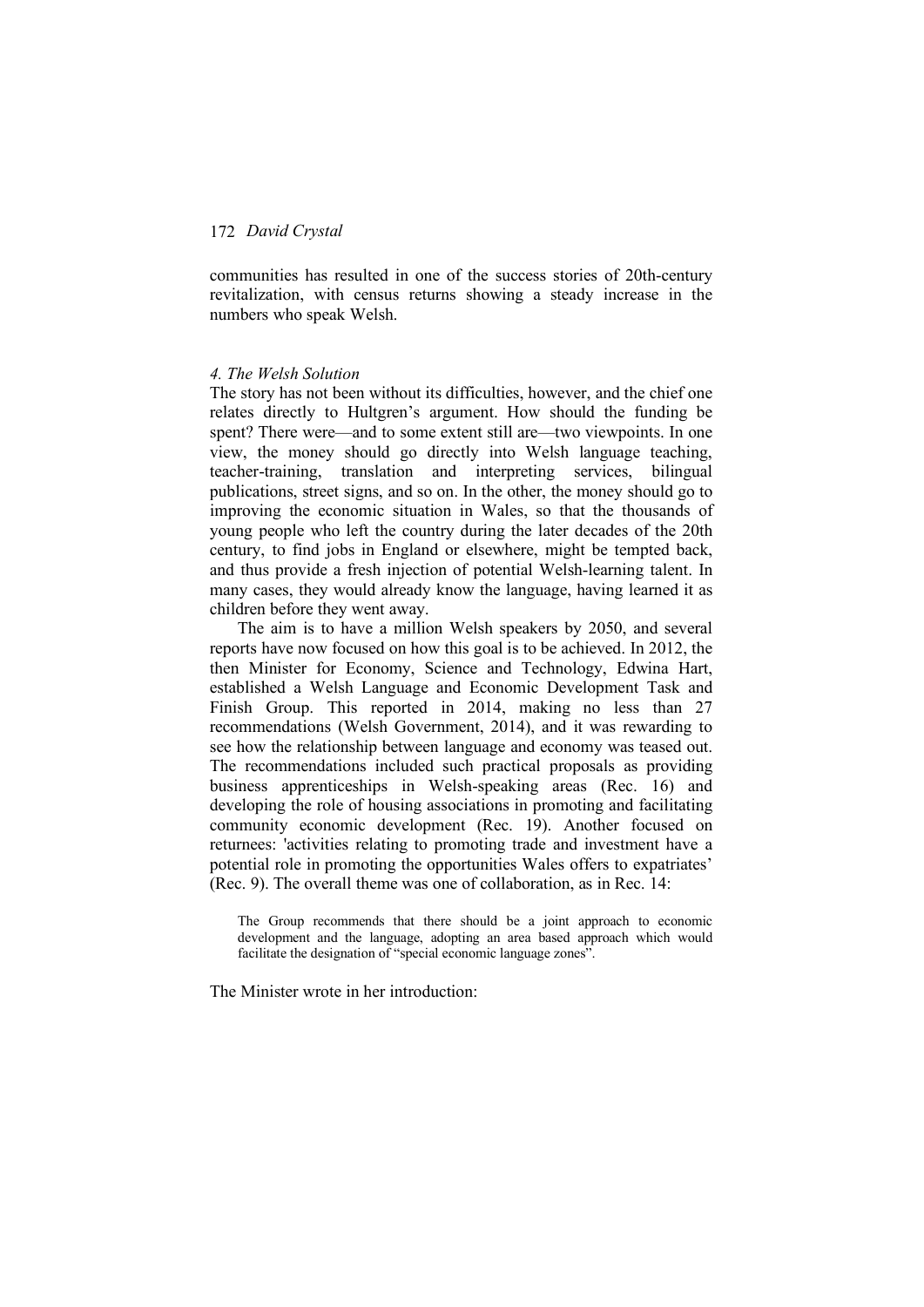communities has resulted in one of the success stories of 20th-century revitalization, with census returns showing a steady increase in the numbers who speak Welsh.

### *4. The Welsh Solution*

The story has not been without its difficulties, however, and the chief one relates directly to Hultgren's argument. How should the funding be spent? There were—and to some extent still are—two viewpoints. In one view, the money should go directly into Welsh language teaching, teacher-training, translation and interpreting services, bilingual publications, street signs, and so on. In the other, the money should go to improving the economic situation in Wales, so that the thousands of young people who left the country during the later decades of the 20th century, to find jobs in England or elsewhere, might be tempted back, and thus provide a fresh injection of potential Welsh-learning talent. In many cases, they would already know the language, having learned it as children before they went away.

The aim is to have a million Welsh speakers by 2050, and several reports have now focused on how this goal is to be achieved. In 2012, the then Minister for Economy, Science and Technology, Edwina Hart, established a Welsh Language and Economic Development Task and Finish Group. This reported in 2014, making no less than 27 recommendations (Welsh Government, 2014), and it was rewarding to see how the relationship between language and economy was teased out. The recommendations included such practical proposals as providing business apprenticeships in Welsh-speaking areas (Rec. 16) and developing the role of housing associations in promoting and facilitating community economic development (Rec. 19). Another focused on returnees: 'activities relating to promoting trade and investment have a potential role in promoting the opportunities Wales offers to expatriates' (Rec. 9). The overall theme was one of collaboration, as in Rec. 14:

> The Group recommends that there should be a joint approach to economic development and the language, adopting an area based approach which would facilitate the designation of "special economic language zones".

The Minister wrote in her introduction: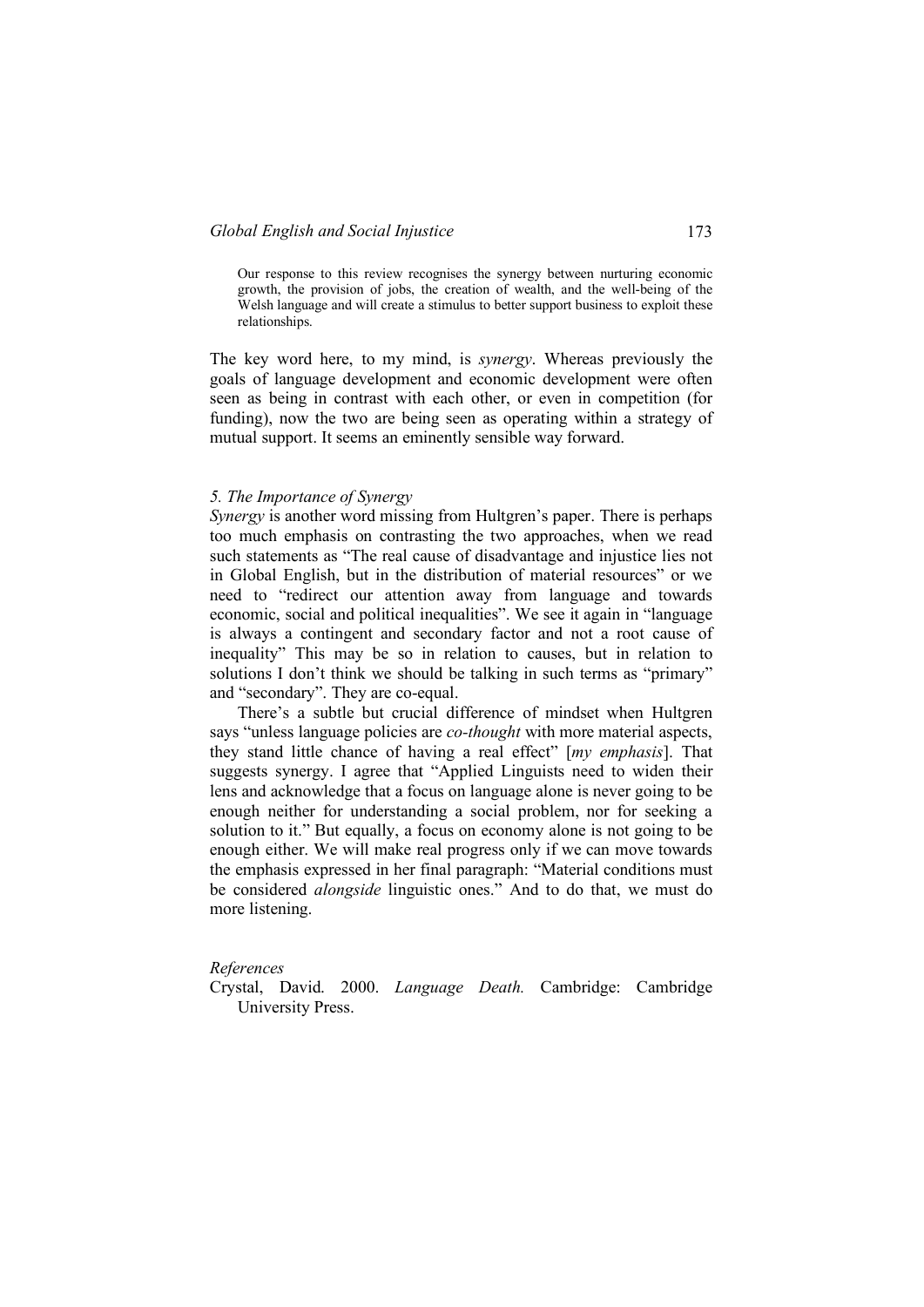> Our response to this review recognises the synergy between nurturing economic growth, the provision of jobs, the creation of wealth, and the well-being of the Welsh language and will create a stimulus to better support business to exploit these relationships.

The key word here, to my mind, is *synergy*. Whereas previously the goals of language development and economic development were often seen as being in contrast with each other, or even in competition (for funding), now the two are being seen as operating within a strategy of mutual support. It seems an eminently sensible way forward.

### *5. The Importance of Synergy*

*Synergy* is another word missing from Hultgren's paper. There is perhaps too much emphasis on contrasting the two approaches, when we read such statements as "The real cause of disadvantage and injustice lies not in Global English, but in the distribution of material resources" or we need to "redirect our attention away from language and towards economic, social and political inequalities". We see it again in "language is always a contingent and secondary factor and not a root cause of inequality" This may be so in relation to causes, but in relation to solutions I don't think we should be talking in such terms as "primary" and "secondary". They are co-equal.

There's a subtle but crucial difference of mindset when Hultgren says "unless language policies are *co-thought* with more material aspects, they stand little chance of having a real effect" [*my emphasis*]. That suggests synergy. I agree that "Applied Linguists need to widen their lens and acknowledge that a focus on language alone is never going to be enough neither for understanding a social problem, nor for seeking a solution to it." But equally, a focus on economy alone is not going to be enough either. We will make real progress only if we can move towards the emphasis expressed in her final paragraph: "Material conditions must be considered *alongside* linguistic ones." And to do that, we must do more listening.

### *References*

Crystal, David. 2000. *Language Death.* Cambridge: Cambridge University Press.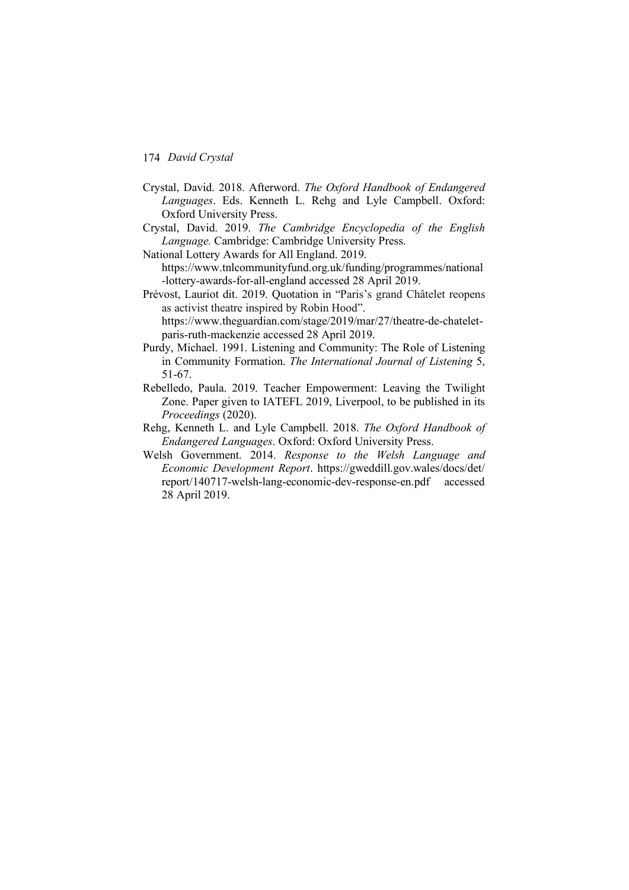Crystal, David. 2018. Afterword. *The Oxford Handbook of Endangered Languages*. Eds. Kenneth L. Rehg and Lyle Campbell. Oxford: Oxford University Press.

Crystal, David. 2019. *The Cambridge Encyclopedia of the English Language.* Cambridge: Cambridge University Press.

National Lottery Awards for All England. 2019. https://www.tnlcommunityfund.org.uk/funding/programmes/national-lottery-awards-for-all-england accessed 28 April 2019.

Prévost, Lauriot dit. 2019. Quotation in "Paris's grand Châtelet reopens as activist theatre inspired by Robin Hood". https://www.theguardian.com/stage/2019/mar/27/theatre-de-chatelet-paris-ruth-mackenzie accessed 28 April 2019.

Purdy, Michael. 1991. Listening and Community: The Role of Listening in Community Formation. *The International Journal of Listening* 5, 51-67.

Rebelledo, Paula. 2019. Teacher Empowerment: Leaving the Twilight Zone. Paper given to IATEFL 2019, Liverpool, to be published in its *Proceedings* (2020).

Rehg, Kenneth L. and Lyle Campbell. 2018. *The Oxford Handbook of Endangered Languages*. Oxford: Oxford University Press.

Welsh Government. 2014. *Response to the Welsh Language and Economic Development Report*. https://gweddill.gov.wales/docs/det/report/140717-welsh-lang-economic-dev-response-en.pdf accessed 28 April 2019.